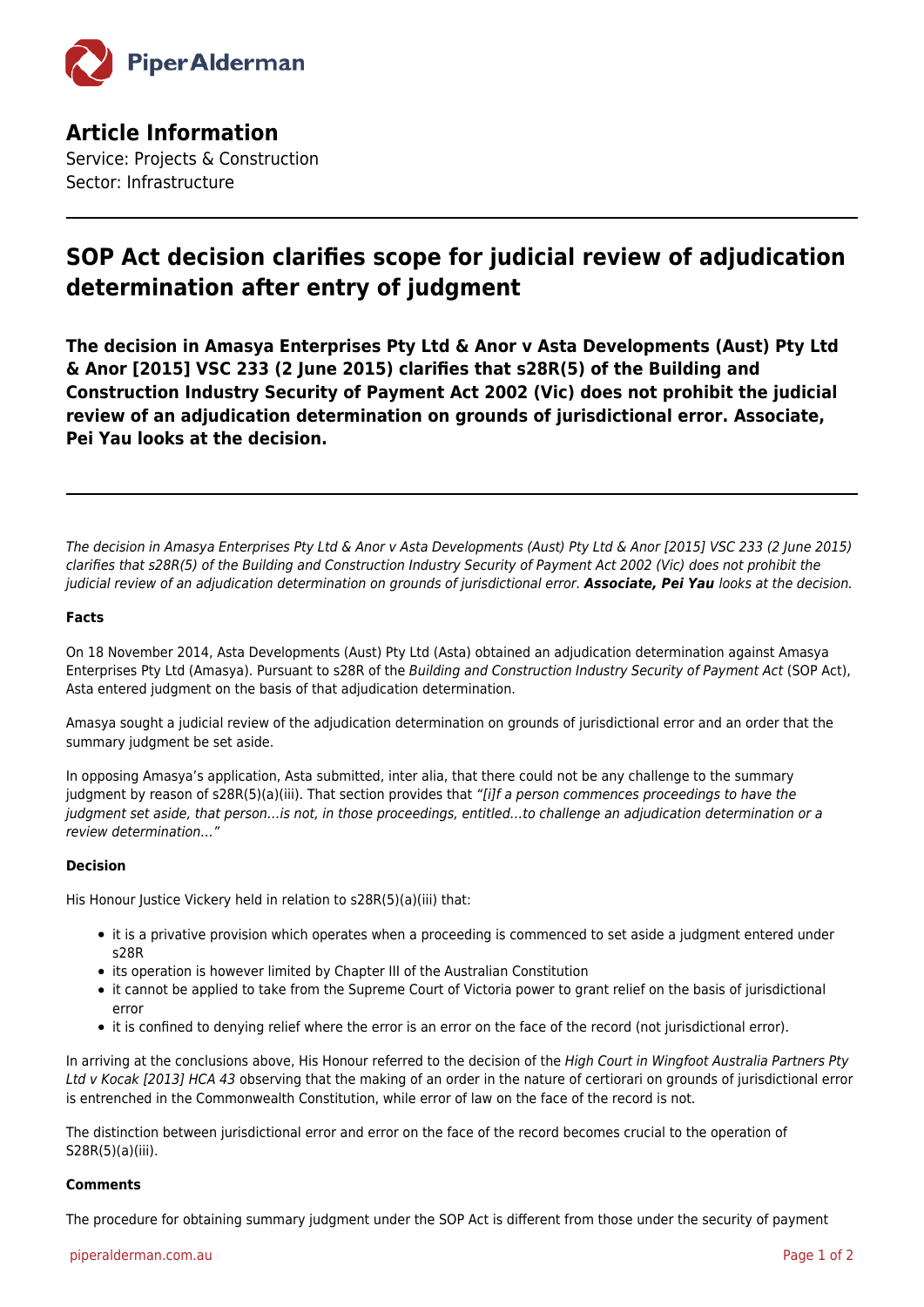## Article Information

Service: Projects & Construction
Sector: Infrastructure

# SOP Act decision clarifies scope for judicial review of adjudication determination after entry of judgment

**The decision in Amasya Enterprises Pty Ltd & Anor v Asta Developments (Aust) Pty Ltd & Anor [2015] VSC 233 (2 June 2015) clarifies that s28R(5) of the Building and Construction Industry Security of Payment Act 2002 (Vic) does not prohibit the judicial review of an adjudication determination on grounds of jurisdictional error. Associate, Pei Yau looks at the decision.**

*The decision in Amasya Enterprises Pty Ltd & Anor v Asta Developments (Aust) Pty Ltd & Anor [2015] VSC 233 (2 June 2015) clarifies that s28R(5) of the Building and Construction Industry Security of Payment Act 2002 (Vic) does not prohibit the judicial review of an adjudication determination on grounds of jurisdictional error.* ***Associate, Pei Yau*** *looks at the decision.*

**Facts**

On 18 November 2014, Asta Developments (Aust) Pty Ltd (Asta) obtained an adjudication determination against Amasya Enterprises Pty Ltd (Amasya). Pursuant to s28R of the *Building and Construction Industry Security of Payment Act* (SOP Act), Asta entered judgment on the basis of that adjudication determination.

Amasya sought a judicial review of the adjudication determination on grounds of jurisdictional error and an order that the summary judgment be set aside.

In opposing Amasya's application, Asta submitted, inter alia, that there could not be any challenge to the summary judgment by reason of s28R(5)(a)(iii). That section provides that *"[i]f a person commences proceedings to have the judgment set aside, that person…is not, in those proceedings, entitled…to challenge an adjudication determination or a review determination…"*

**Decision**

His Honour Justice Vickery held in relation to s28R(5)(a)(iii) that:

- it is a privative provision which operates when a proceeding is commenced to set aside a judgment entered under s28R
- its operation is however limited by Chapter III of the Australian Constitution
- it cannot be applied to take from the Supreme Court of Victoria power to grant relief on the basis of jurisdictional error
- it is confined to denying relief where the error is an error on the face of the record (not jurisdictional error).

In arriving at the conclusions above, His Honour referred to the decision of the *High Court in Wingfoot Australia Partners Pty Ltd v Kocak [2013] HCA 43* observing that the making of an order in the nature of certiorari on grounds of jurisdictional error is entrenched in the Commonwealth Constitution, while error of law on the face of the record is not.

The distinction between jurisdictional error and error on the face of the record becomes crucial to the operation of S28R(5)(a)(iii).

**Comments**

The procedure for obtaining summary judgment under the SOP Act is different from those under the security of payment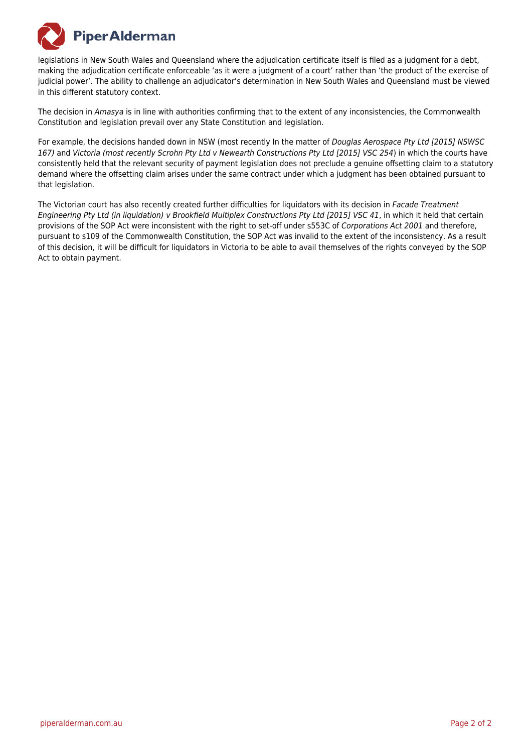legislations in New South Wales and Queensland where the adjudication certificate itself is filed as a judgment for a debt, making the adjudication certificate enforceable 'as it were a judgment of a court' rather than 'the product of the exercise of judicial power'. The ability to challenge an adjudicator's determination in New South Wales and Queensland must be viewed in this different statutory context.

The decision in *Amasya* is in line with authorities confirming that to the extent of any inconsistencies, the Commonwealth Constitution and legislation prevail over any State Constitution and legislation.

For example, the decisions handed down in NSW (most recently In the matter of *Douglas Aerospace Pty Ltd [2015] NSWSC 167)* and *Victoria (most recently Scrohn Pty Ltd v Newearth Constructions Pty Ltd [2015] VSC 254*) in which the courts have consistently held that the relevant security of payment legislation does not preclude a genuine offsetting claim to a statutory demand where the offsetting claim arises under the same contract under which a judgment has been obtained pursuant to that legislation.

The Victorian court has also recently created further difficulties for liquidators with its decision in *Facade Treatment Engineering Pty Ltd (in liquidation) v Brookfield Multiplex Constructions Pty Ltd [2015] VSC 41*, in which it held that certain provisions of the SOP Act were inconsistent with the right to set-off under s553C of *Corporations Act 2001* and therefore, pursuant to s109 of the Commonwealth Constitution, the SOP Act was invalid to the extent of the inconsistency. As a result of this decision, it will be difficult for liquidators in Victoria to be able to avail themselves of the rights conveyed by the SOP Act to obtain payment.